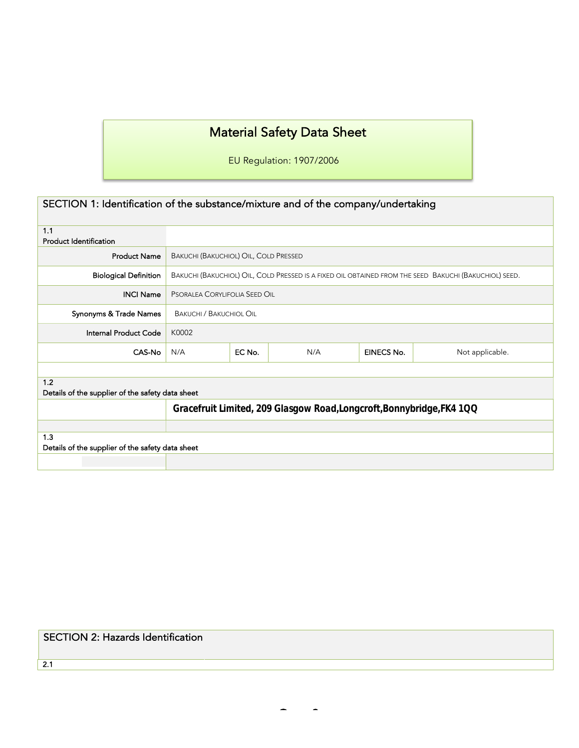# Material Safety Data Sheet

EU Regulation: 1907/2006

## SECTION 1: Identification of the substance/mixture and of the company/undertaking

| | | | | | |
|---|---|---|---|---|---|
| **1.1 Product Identification** | | | | | |
| Product Name | BAKUCHI (BAKUCHIOL) OIL, COLD PRESSED | | | | |
| Biological Definition | BAKUCHI (BAKUCHIOL) OIL, COLD PRESSED IS A FIXED OIL OBTAINED FROM THE SEED BAKUCHI (BAKUCHIOL) SEED. | | | | |
| INCI Name | PSORALEA CORYLIFOLIA SEED OIL | | | | |
| Synonyms & Trade Names | BAKUCHI / BAKUCHIOL OIL | | | | |
| Internal Product Code | K0002 | | | | |
| CAS-No | N/A | EC No. | N/A | EINECS No. | Not applicable. |

**1.2 Details of the supplier of the safety data sheet**

**Gracefruit Limited, 209 Glasgow Road,Longcroft,Bonnybridge,FK4 1QQ**

**1.3 Details of the supplier of the safety data sheet**

## SECTION 2: Hazards Identification

2.1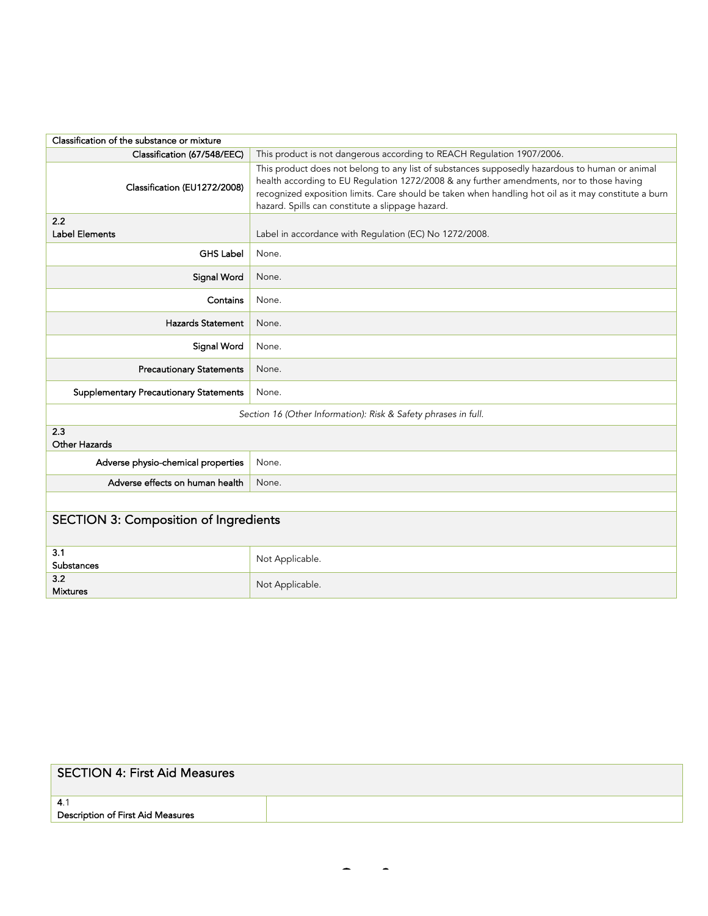| Classification of the substance or mixture | |
|---|---|
| Classification (67/548/EEC) | This product is not dangerous according to REACH Regulation 1907/2006. |
| Classification (EU1272/2008) | This product does not belong to any list of substances supposedly hazardous to human or animal health according to EU Regulation 1272/2008 & any further amendments, nor to those having recognized exposition limits. Care should be taken when handling hot oil as it may constitute a burn hazard. Spills can constitute a slippage hazard. |
| 2.2 Label Elements | Label in accordance with Regulation (EC) No 1272/2008. |
| GHS Label | None. |
| Signal Word | None. |
| Contains | None. |
| Hazards Statement | None. |
| Signal Word | None. |
| Precautionary Statements | None. |
| Supplementary Precautionary Statements | None. |
| *Section 16 (Other Information): Risk & Safety phrases in full.* | |
| 2.3 Other Hazards | |
| Adverse physio-chemical properties | None. |
| Adverse effects on human health | None. |

## SECTION 3: Composition of Ingredients

| | |
|---|---|
| 3.1 Substances | Not Applicable. |
| 3.2 Mixtures | Not Applicable. |

## SECTION 4: First Aid Measures

| | |
|---|---|
| 4.1 Description of First Aid Measures | |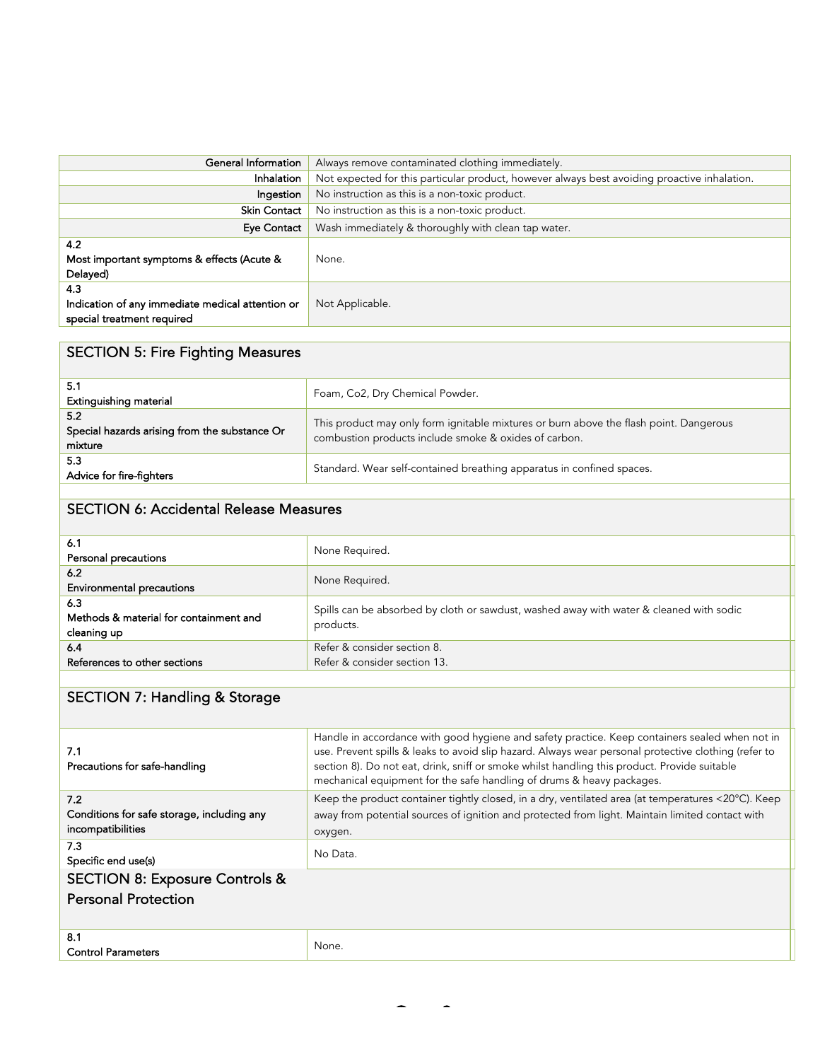| | |
|---|---|
| General Information | Always remove contaminated clothing immediately. |
| Inhalation | Not expected for this particular product, however always best avoiding proactive inhalation. |
| Ingestion | No instruction as this is a non-toxic product. |
| Skin Contact | No instruction as this is a non-toxic product. |
| Eye Contact | Wash immediately & thoroughly with clean tap water. |
| 4.2 Most important symptoms & effects (Acute & Delayed) | None. |
| 4.3 Indication of any immediate medical attention or special treatment required | Not Applicable. |

## SECTION 5: Fire Fighting Measures

| | |
|---|---|
| 5.1 Extinguishing material | Foam, Co2, Dry Chemical Powder. |
| 5.2 Special hazards arising from the substance Or mixture | This product may only form ignitable mixtures or burn above the flash point. Dangerous combustion products include smoke & oxides of carbon. |
| 5.3 Advice for fire-fighters | Standard. Wear self-contained breathing apparatus in confined spaces. |

## SECTION 6: Accidental Release Measures

| | |
|---|---|
| 6.1 Personal precautions | None Required. |
| 6.2 Environmental precautions | None Required. |
| 6.3 Methods & material for containment and cleaning up | Spills can be absorbed by cloth or sawdust, washed away with water & cleaned with sodic products. |
| 6.4 References to other sections | Refer & consider section 8.<br>Refer & consider section 13. |

## SECTION 7: Handling & Storage

| | |
|---|---|
| 7.1 Precautions for safe-handling | Handle in accordance with good hygiene and safety practice. Keep containers sealed when not in use. Prevent spills & leaks to avoid slip hazard. Always wear personal protective clothing (refer to section 8). Do not eat, drink, sniff or smoke whilst handling this product. Provide suitable mechanical equipment for the safe handling of drums & heavy packages. |
| 7.2 Conditions for safe storage, including any incompatibilities | Keep the product container tightly closed, in a dry, ventilated area (at temperatures <20°C). Keep away from potential sources of ignition and protected from light. Maintain limited contact with oxygen. |
| 7.3 Specific end use(s) | No Data. |

## SECTION 8: Exposure Controls & Personal Protection

| | |
|---|---|
| 8.1 Control Parameters | None. |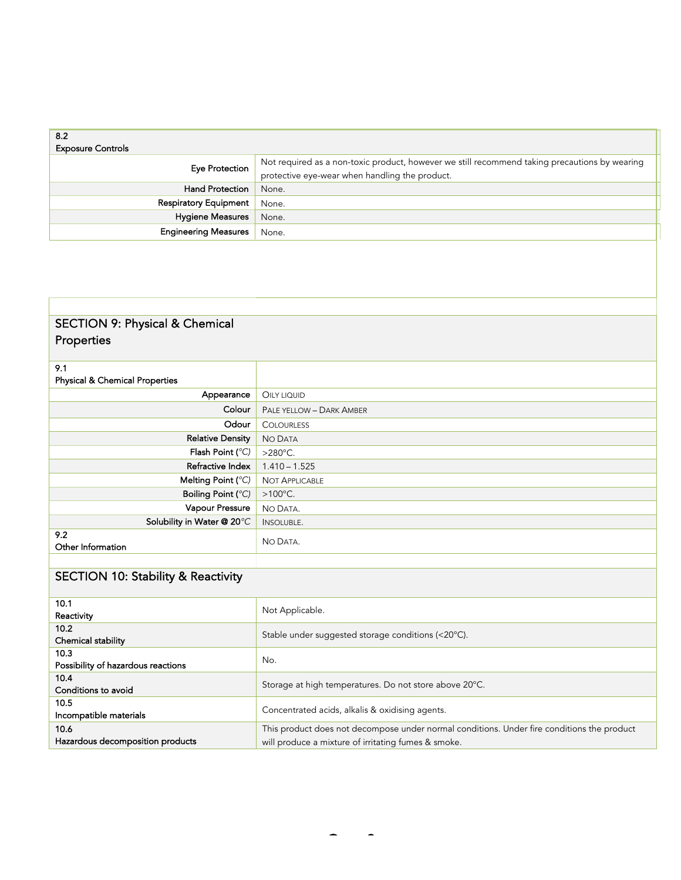| 8.2 Exposure Controls | |
|---|---|
| Eye Protection | Not required as a non-toxic product, however we still recommend taking precautions by wearing protective eye-wear when handling the product. |
| Hand Protection | None. |
| Respiratory Equipment | None. |
| Hygiene Measures | None. |
| Engineering Measures | None. |

## SECTION 9: Physical & Chemical Properties

| 9.1 Physical & Chemical Properties | |
|---|---|
| Appearance | Oily liquid |
| Colour | Pale yellow – Dark Amber |
| Odour | Colourless |
| Relative Density | No Data |
| Flash Point (°C) | >280°C. |
| Refractive Index | 1.410 – 1.525 |
| Melting Point (°C) | Not Applicable |
| Boiling Point (°C) | >100°C. |
| Vapour Pressure | No Data. |
| Solubility in Water @ 20°C | Insoluble. |
| 9.2 Other Information | No Data. |

## SECTION 10: Stability & Reactivity

| | |
|---|---|
| 10.1 Reactivity | Not Applicable. |
| 10.2 Chemical stability | Stable under suggested storage conditions (<20°C). |
| 10.3 Possibility of hazardous reactions | No. |
| 10.4 Conditions to avoid | Storage at high temperatures. Do not store above 20°C. |
| 10.5 Incompatible materials | Concentrated acids, alkalis & oxidising agents. |
| 10.6 Hazardous decomposition products | This product does not decompose under normal conditions. Under fire conditions the product will produce a mixture of irritating fumes & smoke. |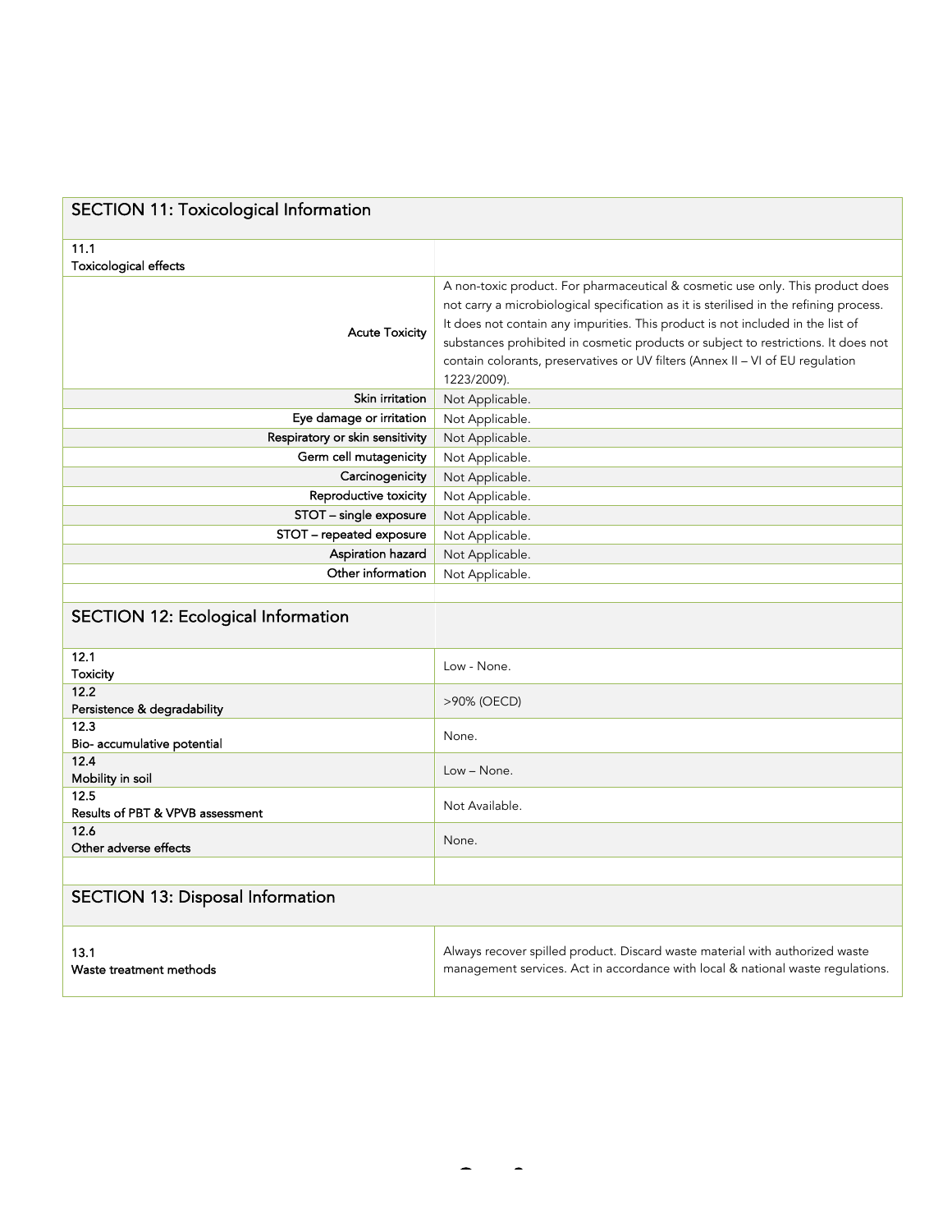## SECTION 11: Toxicological Information

| 11.1 Toxicological effects | |
|---|---|
| Acute Toxicity | A non-toxic product. For pharmaceutical & cosmetic use only. This product does not carry a microbiological specification as it is sterilised in the refining process. It does not contain any impurities. This product is not included in the list of substances prohibited in cosmetic products or subject to restrictions. It does not contain colorants, preservatives or UV filters (Annex II – VI of EU regulation 1223/2009). |
| Skin irritation | Not Applicable. |
| Eye damage or irritation | Not Applicable. |
| Respiratory or skin sensitivity | Not Applicable. |
| Germ cell mutagenicity | Not Applicable. |
| Carcinogenicity | Not Applicable. |
| Reproductive toxicity | Not Applicable. |
| STOT – single exposure | Not Applicable. |
| STOT – repeated exposure | Not Applicable. |
| Aspiration hazard | Not Applicable. |
| Other information | Not Applicable. |

## SECTION 12: Ecological Information

| Item | |
|---|---|
| 12.1 Toxicity | Low - None. |
| 12.2 Persistence & degradability | >90% (OECD) |
| 12.3 Bio- accumulative potential | None. |
| 12.4 Mobility in soil | Low – None. |
| 12.5 Results of PBT & VPVB assessment | Not Available. |
| 12.6 Other adverse effects | None. |

## SECTION 13: Disposal Information

| Item | |
|---|---|
| 13.1 Waste treatment methods | Always recover spilled product. Discard waste material with authorized waste management services. Act in accordance with local & national waste regulations. |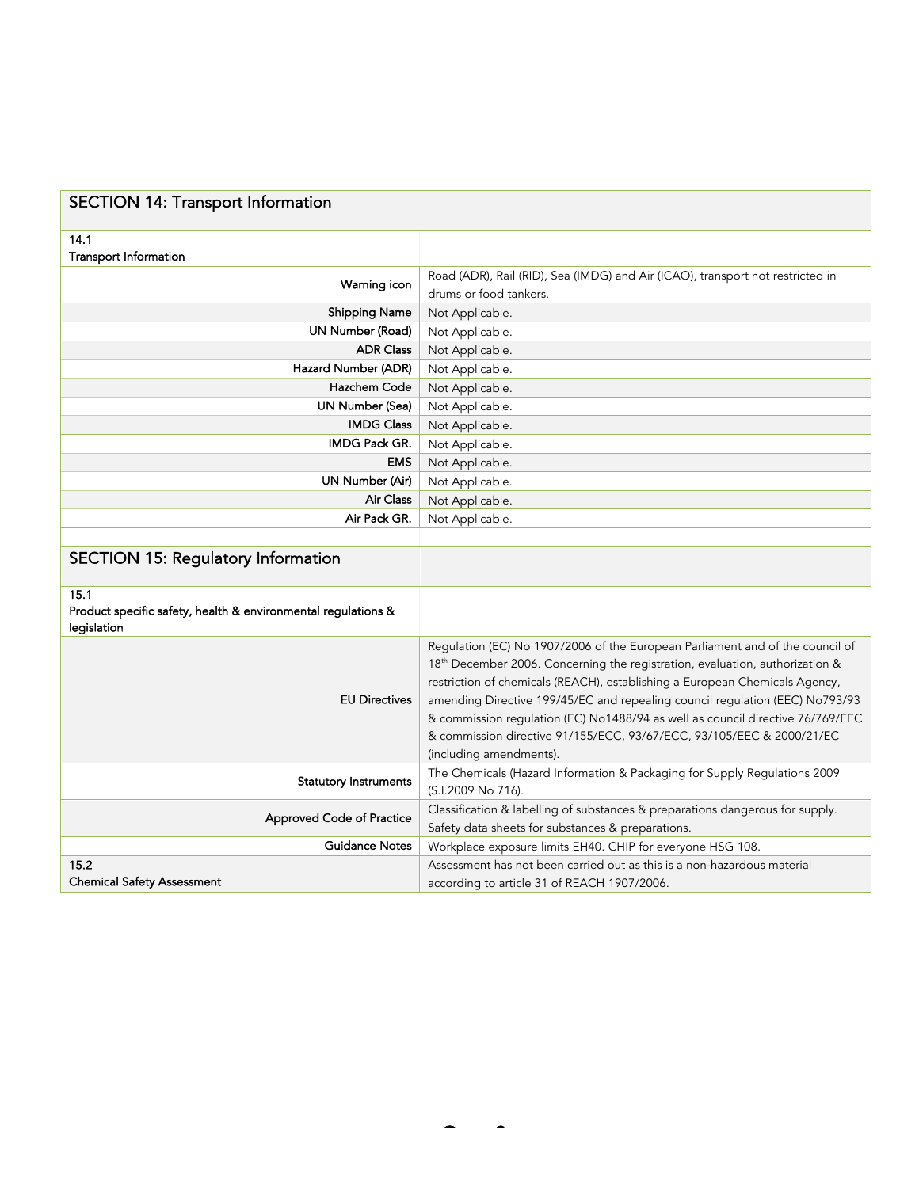## SECTION 14: Transport Information

### 14.1 Transport Information

| | |
|---|---|
| Warning icon | Road (ADR), Rail (RID), Sea (IMDG) and Air (ICAO), transport not restricted in drums or food tankers. |
| Shipping Name | Not Applicable. |
| UN Number (Road) | Not Applicable. |
| ADR Class | Not Applicable. |
| Hazard Number (ADR) | Not Applicable. |
| Hazchem Code | Not Applicable. |
| UN Number (Sea) | Not Applicable. |
| IMDG Class | Not Applicable. |
| IMDG Pack GR. | Not Applicable. |
| EMS | Not Applicable. |
| UN Number (Air) | Not Applicable. |
| Air Class | Not Applicable. |
| Air Pack GR. | Not Applicable. |

## SECTION 15: Regulatory Information

### 15.1 Product specific safety, health & environmental regulations & legislation

| | |
|---|---|
| EU Directives | Regulation (EC) No 1907/2006 of the European Parliament and of the council of 18th December 2006. Concerning the registration, evaluation, authorization & restriction of chemicals (REACH), establishing a European Chemicals Agency, amending Directive 199/45/EC and repealing council regulation (EEC) No793/93 & commission regulation (EC) No1488/94 as well as council directive 76/769/EEC & commission directive 91/155/ECC, 93/67/ECC, 93/105/EEC & 2000/21/EC (including amendments). |
| Statutory Instruments | The Chemicals (Hazard Information & Packaging for Supply Regulations 2009 (S.I.2009 No 716). |
| Approved Code of Practice | Classification & labelling of substances & preparations dangerous for supply. Safety data sheets for substances & preparations. |
| Guidance Notes | Workplace exposure limits EH40. CHIP for everyone HSG 108. |

### 15.2 Chemical Safety Assessment

Assessment has not been carried out as this is a non-hazardous material according to article 31 of REACH 1907/2006.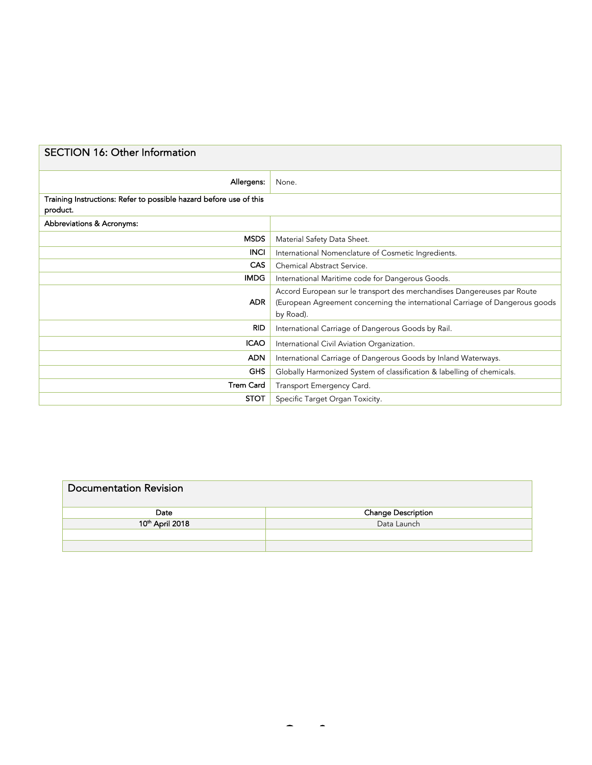## SECTION 16: Other Information

| | |
|---|---|
| **Allergens:** | None. |
| **Training Instructions: Refer to possible hazard before use of this product.** | |
| **Abbreviations & Acronyms:** | |
| **MSDS** | Material Safety Data Sheet. |
| **INCI** | International Nomenclature of Cosmetic Ingredients. |
| **CAS** | Chemical Abstract Service. |
| **IMDG** | International Maritime code for Dangerous Goods. |
| **ADR** | Accord European sur le transport des merchandises Dangereuses par Route (European Agreement concerning the international Carriage of Dangerous goods by Road). |
| **RID** | International Carriage of Dangerous Goods by Rail. |
| **ICAO** | International Civil Aviation Organization. |
| **ADN** | International Carriage of Dangerous Goods by Inland Waterways. |
| **GHS** | Globally Harmonized System of classification & labelling of chemicals. |
| **Trem Card** | Transport Emergency Card. |
| **STOT** | Specific Target Organ Toxicity. |

## Documentation Revision

| Date | Change Description |
|---|---|
| 10th April 2018 | Data Launch |
| | |
| | |